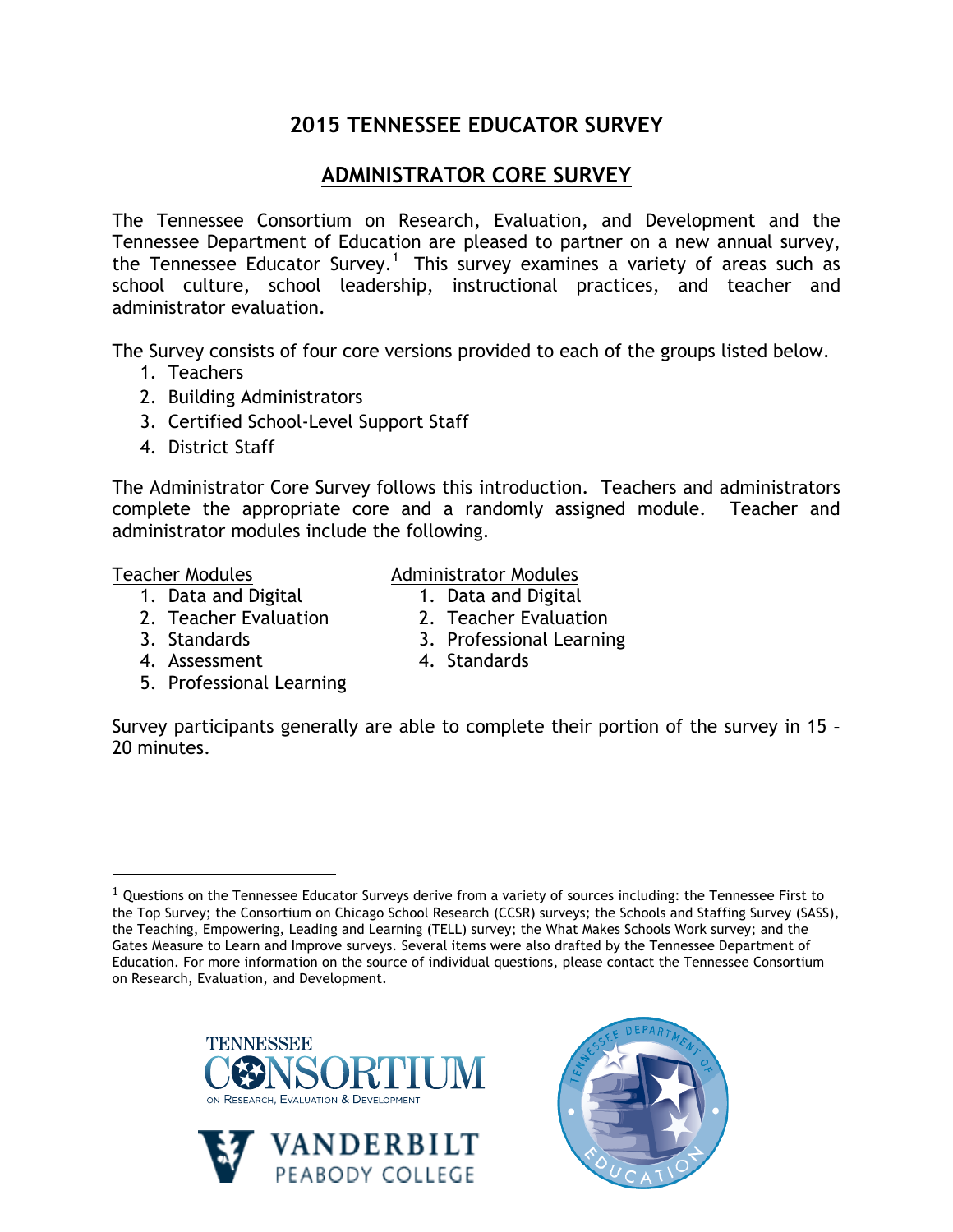# 2015 TENNESSEE EDUCATOR SURVEY

## ADMINISTRATOR CORE SURVEY

The Tennessee Consortium on Research, Evaluation, and Development and the Tennessee Department of Education are pleased to partner on a new annual survey, the Tennessee Educator Survey.[1] This survey examines a variety of areas such as school culture, school leadership, instructional practices, and teacher and administrator evaluation.

The Survey consists of four core versions provided to each of the groups listed below.

1. Teachers
2. Building Administrators
3. Certified School-Level Support Staff
4. District Staff

The Administrator Core Survey follows this introduction. Teachers and administrators complete the appropriate core and a randomly assigned module. Teacher and administrator modules include the following.

Teacher Modules

1. Data and Digital
2. Teacher Evaluation
3. Standards
4. Assessment
5. Professional Learning

Administrator Modules

1. Data and Digital
2. Teacher Evaluation
3. Professional Learning
4. Standards

Survey participants generally are able to complete their portion of the survey in 15 – 20 minutes.

[1] Questions on the Tennessee Educator Surveys derive from a variety of sources including: the Tennessee First to the Top Survey; the Consortium on Chicago School Research (CCSR) surveys; the Schools and Staffing Survey (SASS), the Teaching, Empowering, Leading and Learning (TELL) survey; the What Makes Schools Work survey; and the Gates Measure to Learn and Improve surveys. Several items were also drafted by the Tennessee Department of Education. For more information on the source of individual questions, please contact the Tennessee Consortium on Research, Evaluation, and Development.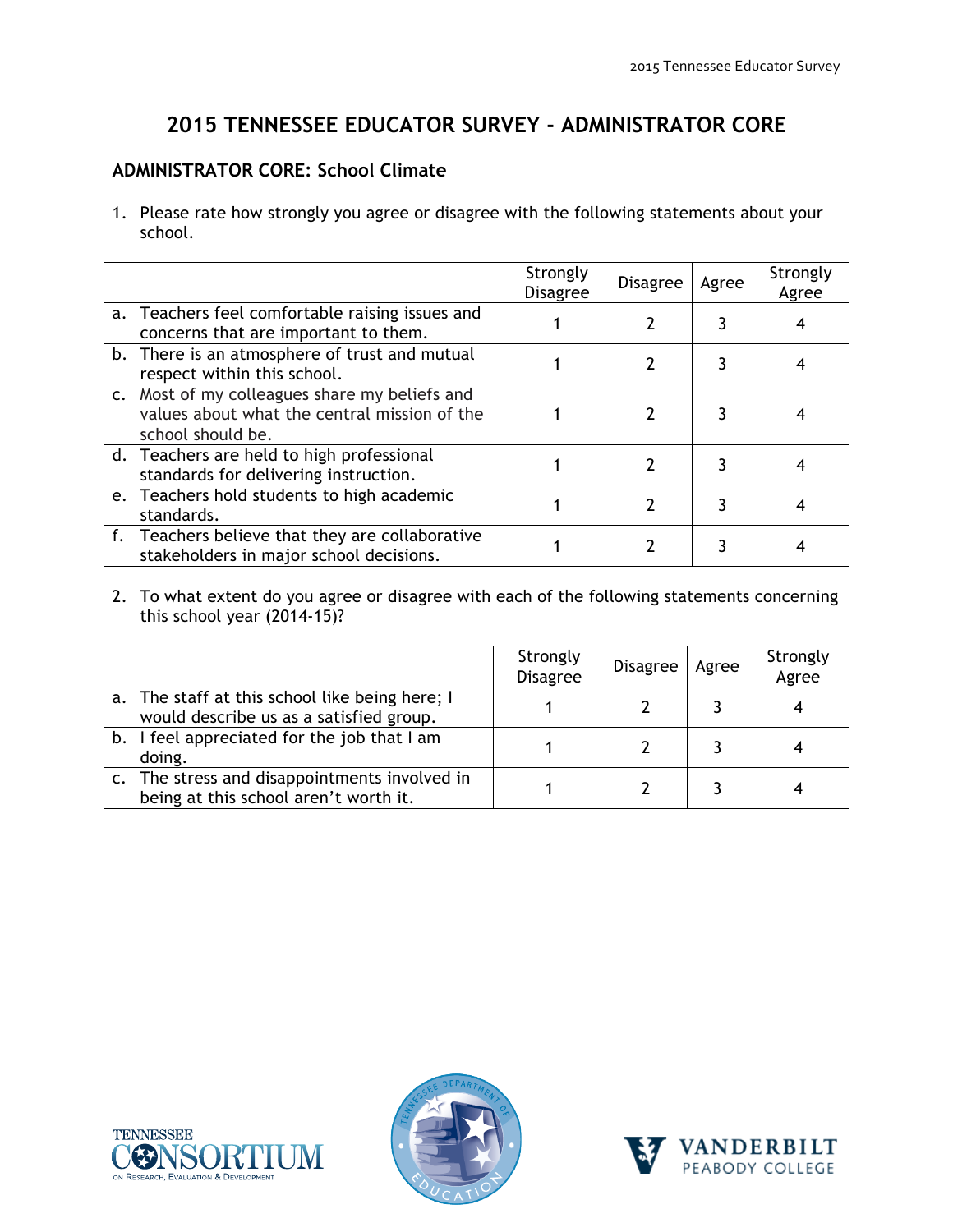# 2015 TENNESSEE EDUCATOR SURVEY - ADMINISTRATOR CORE

## ADMINISTRATOR CORE: School Climate

1. Please rate how strongly you agree or disagree with the following statements about your school.

| | Strongly Disagree | Disagree | Agree | Strongly Agree |
|---|---|---|---|---|
| a. Teachers feel comfortable raising issues and concerns that are important to them. | 1 | 2 | 3 | 4 |
| b. There is an atmosphere of trust and mutual respect within this school. | 1 | 2 | 3 | 4 |
| c. Most of my colleagues share my beliefs and values about what the central mission of the school should be. | 1 | 2 | 3 | 4 |
| d. Teachers are held to high professional standards for delivering instruction. | 1 | 2 | 3 | 4 |
| e. Teachers hold students to high academic standards. | 1 | 2 | 3 | 4 |
| f. Teachers believe that they are collaborative stakeholders in major school decisions. | 1 | 2 | 3 | 4 |

2. To what extent do you agree or disagree with each of the following statements concerning this school year (2014-15)?

| | Strongly Disagree | Disagree | Agree | Strongly Agree |
|---|---|---|---|---|
| a. The staff at this school like being here; I would describe us as a satisfied group. | 1 | 2 | 3 | 4 |
| b. I feel appreciated for the job that I am doing. | 1 | 2 | 3 | 4 |
| c. The stress and disappointments involved in being at this school aren't worth it. | 1 | 2 | 3 | 4 |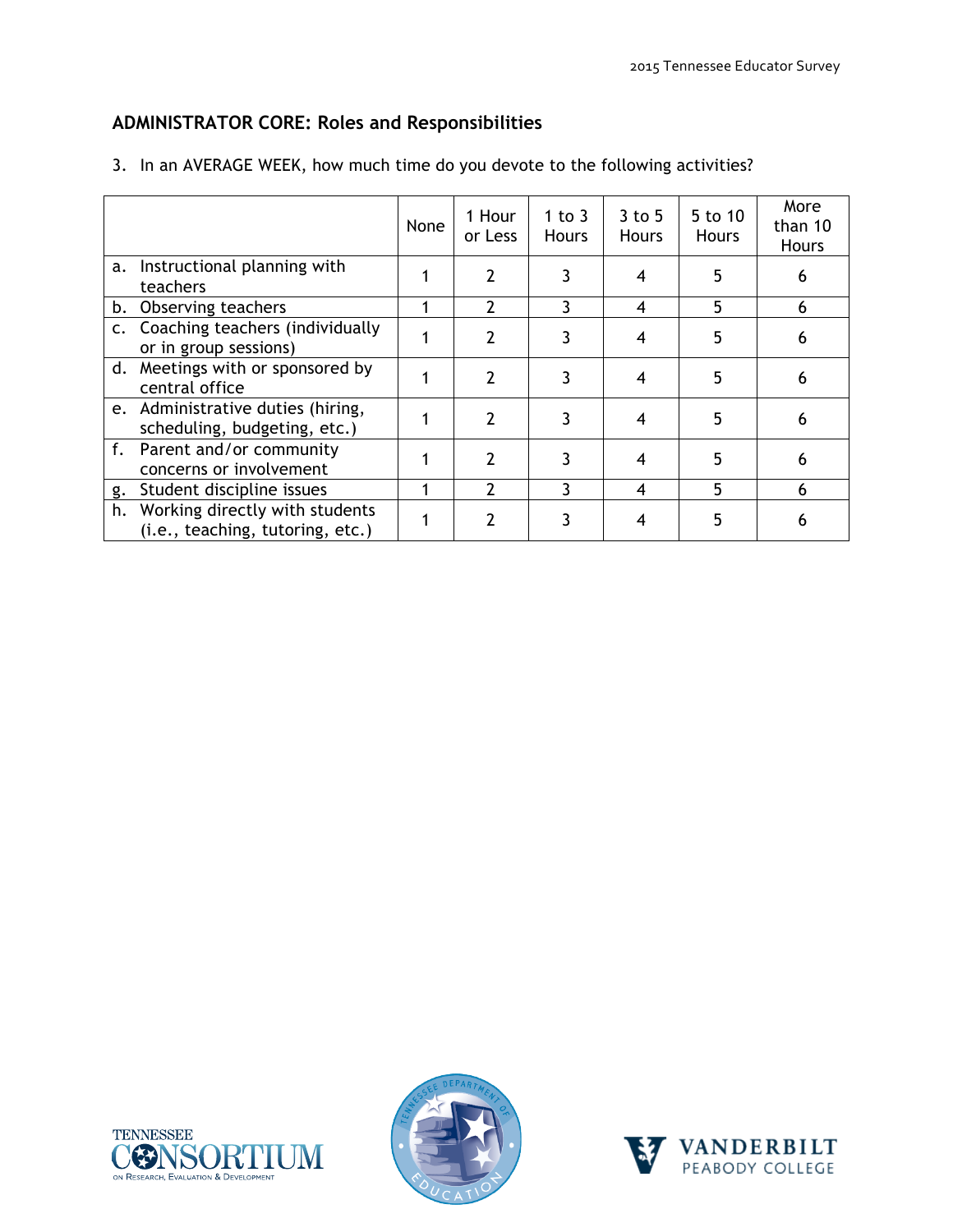## ADMINISTRATOR CORE: Roles and Responsibilities

3. In an AVERAGE WEEK, how much time do you devote to the following activities?

| | None | 1 Hour or Less | 1 to 3 Hours | 3 to 5 Hours | 5 to 10 Hours | More than 10 Hours |
|---|---|---|---|---|---|---|
| a. Instructional planning with teachers | 1 | 2 | 3 | 4 | 5 | 6 |
| b. Observing teachers | 1 | 2 | 3 | 4 | 5 | 6 |
| c. Coaching teachers (individually or in group sessions) | 1 | 2 | 3 | 4 | 5 | 6 |
| d. Meetings with or sponsored by central office | 1 | 2 | 3 | 4 | 5 | 6 |
| e. Administrative duties (hiring, scheduling, budgeting, etc.) | 1 | 2 | 3 | 4 | 5 | 6 |
| f. Parent and/or community concerns or involvement | 1 | 2 | 3 | 4 | 5 | 6 |
| g. Student discipline issues | 1 | 2 | 3 | 4 | 5 | 6 |
| h. Working directly with students (i.e., teaching, tutoring, etc.) | 1 | 2 | 3 | 4 | 5 | 6 |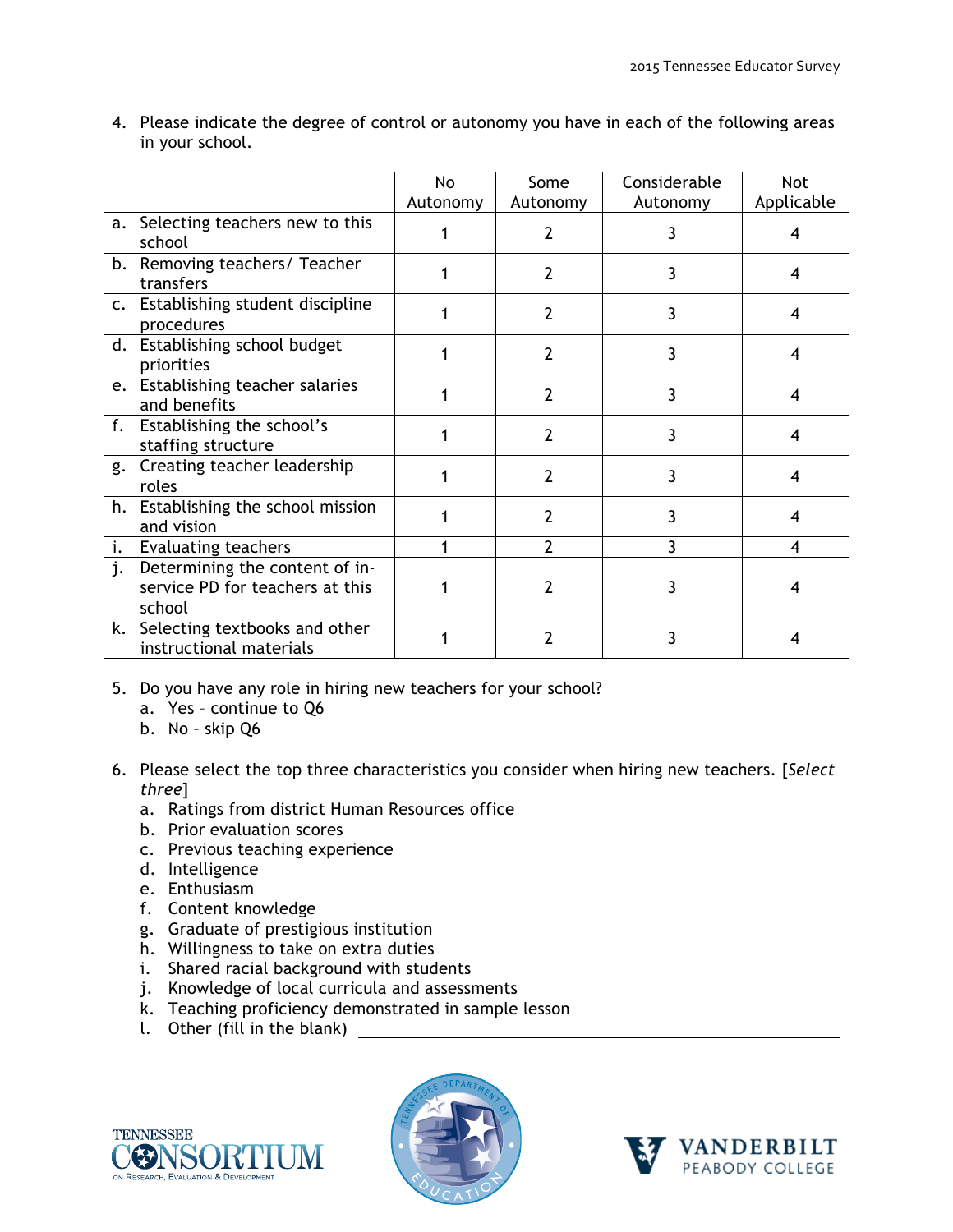4. Please indicate the degree of control or autonomy you have in each of the following areas in your school.

| | No Autonomy | Some Autonomy | Considerable Autonomy | Not Applicable |
|---|---|---|---|---|
| a. Selecting teachers new to this school | 1 | 2 | 3 | 4 |
| b. Removing teachers/ Teacher transfers | 1 | 2 | 3 | 4 |
| c. Establishing student discipline procedures | 1 | 2 | 3 | 4 |
| d. Establishing school budget priorities | 1 | 2 | 3 | 4 |
| e. Establishing teacher salaries and benefits | 1 | 2 | 3 | 4 |
| f. Establishing the school's staffing structure | 1 | 2 | 3 | 4 |
| g. Creating teacher leadership roles | 1 | 2 | 3 | 4 |
| h. Establishing the school mission and vision | 1 | 2 | 3 | 4 |
| i. Evaluating teachers | 1 | 2 | 3 | 4 |
| j. Determining the content of in-service PD for teachers at this school | 1 | 2 | 3 | 4 |
| k. Selecting textbooks and other instructional materials | 1 | 2 | 3 | 4 |

5. Do you have any role in hiring new teachers for your school?
   a. Yes – continue to Q6
   b. No – skip Q6

6. Please select the top three characteristics you consider when hiring new teachers. [*Select three*]
   a. Ratings from district Human Resources office
   b. Prior evaluation scores
   c. Previous teaching experience
   d. Intelligence
   e. Enthusiasm
   f. Content knowledge
   g. Graduate of prestigious institution
   h. Willingness to take on extra duties
   i. Shared racial background with students
   j. Knowledge of local curricula and assessments
   k. Teaching proficiency demonstrated in sample lesson
   l. Other (fill in the blank) ______________________________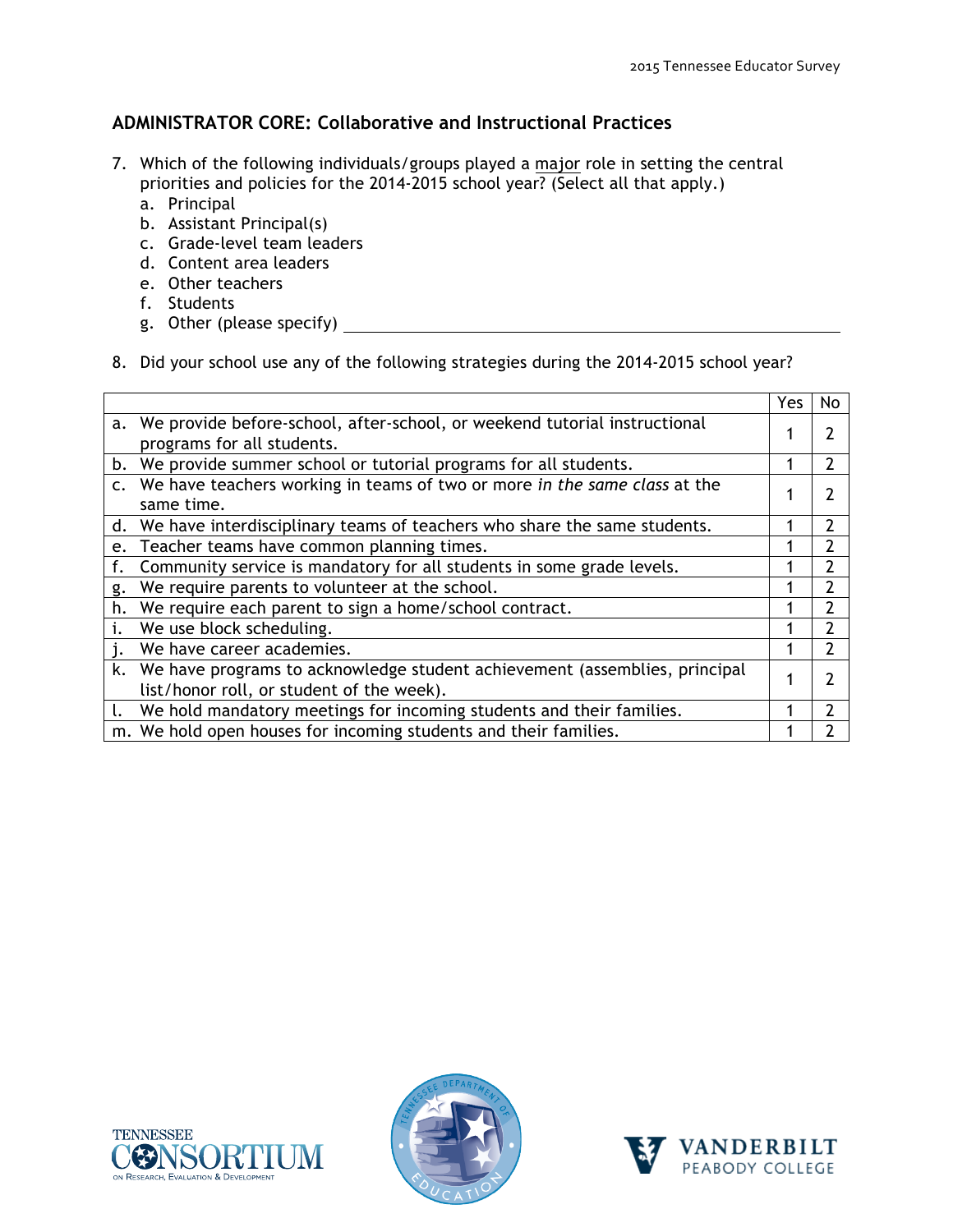## ADMINISTRATOR CORE: Collaborative and Instructional Practices

7. Which of the following individuals/groups played a major role in setting the central priorities and policies for the 2014-2015 school year? (Select all that apply.)
   a. Principal
   b. Assistant Principal(s)
   c. Grade-level team leaders
   d. Content area leaders
   e. Other teachers
   f. Students
   g. Other (please specify) ____________________

8. Did your school use any of the following strategies during the 2014-2015 school year?

| | Yes | No |
|---|---|---|
| a. We provide before-school, after-school, or weekend tutorial instructional programs for all students. | 1 | 2 |
| b. We provide summer school or tutorial programs for all students. | 1 | 2 |
| c. We have teachers working in teams of two or more *in the same class* at the same time. | 1 | 2 |
| d. We have interdisciplinary teams of teachers who share the same students. | 1 | 2 |
| e. Teacher teams have common planning times. | 1 | 2 |
| f. Community service is mandatory for all students in some grade levels. | 1 | 2 |
| g. We require parents to volunteer at the school. | 1 | 2 |
| h. We require each parent to sign a home/school contract. | 1 | 2 |
| i. We use block scheduling. | 1 | 2 |
| j. We have career academies. | 1 | 2 |
| k. We have programs to acknowledge student achievement (assemblies, principal list/honor roll, or student of the week). | 1 | 2 |
| l. We hold mandatory meetings for incoming students and their families. | 1 | 2 |
| m. We hold open houses for incoming students and their families. | 1 | 2 |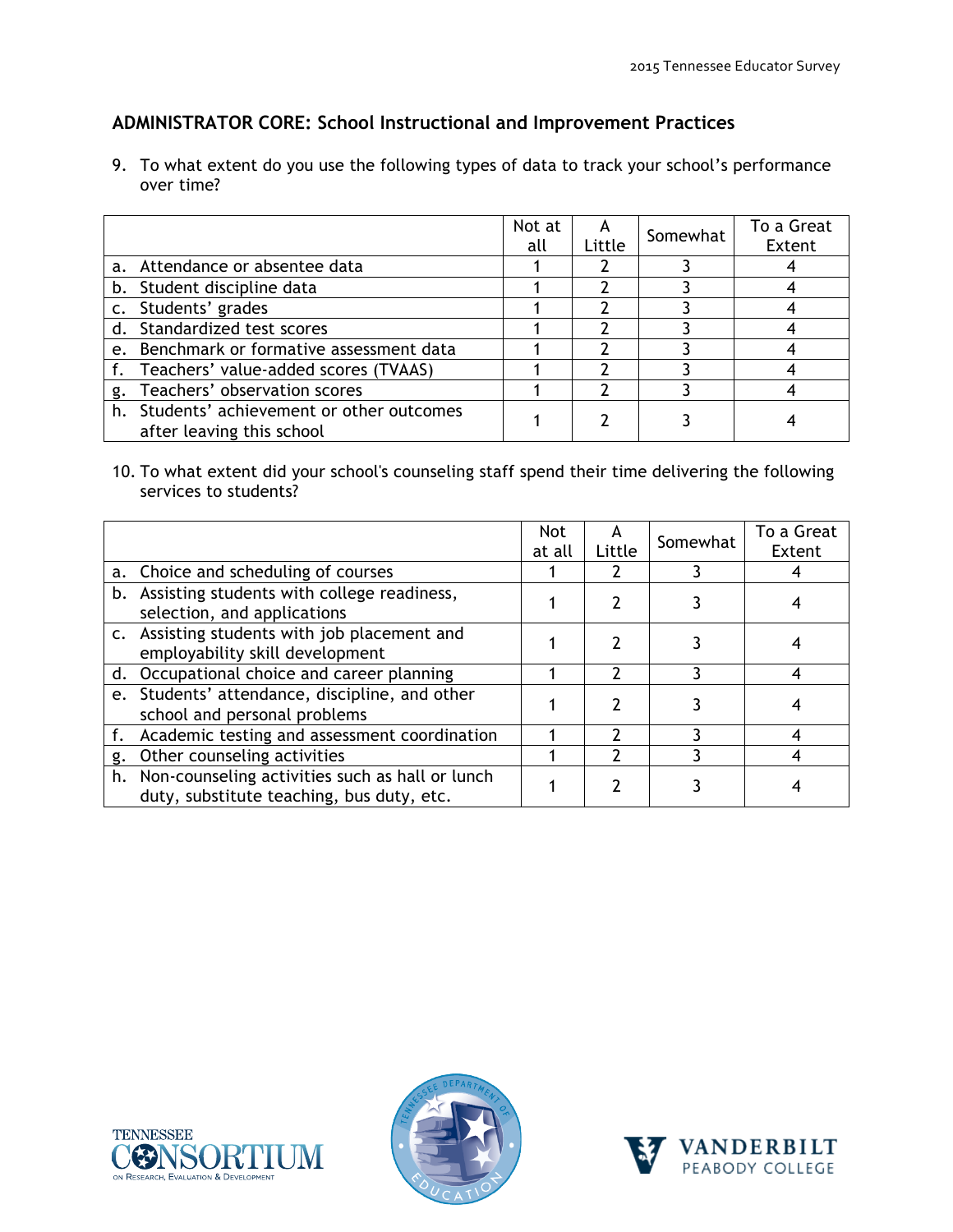## ADMINISTRATOR CORE: School Instructional and Improvement Practices

9. To what extent do you use the following types of data to track your school's performance over time?

| | Not at all | A Little | Somewhat | To a Great Extent |
|---|---|---|---|---|
| a. Attendance or absentee data | 1 | 2 | 3 | 4 |
| b. Student discipline data | 1 | 2 | 3 | 4 |
| c. Students' grades | 1 | 2 | 3 | 4 |
| d. Standardized test scores | 1 | 2 | 3 | 4 |
| e. Benchmark or formative assessment data | 1 | 2 | 3 | 4 |
| f. Teachers' value-added scores (TVAAS) | 1 | 2 | 3 | 4 |
| g. Teachers' observation scores | 1 | 2 | 3 | 4 |
| h. Students' achievement or other outcomes after leaving this school | 1 | 2 | 3 | 4 |

10. To what extent did your school's counseling staff spend their time delivering the following services to students?

| | Not at all | A Little | Somewhat | To a Great Extent |
|---|---|---|---|---|
| a. Choice and scheduling of courses | 1 | 2 | 3 | 4 |
| b. Assisting students with college readiness, selection, and applications | 1 | 2 | 3 | 4 |
| c. Assisting students with job placement and employability skill development | 1 | 2 | 3 | 4 |
| d. Occupational choice and career planning | 1 | 2 | 3 | 4 |
| e. Students' attendance, discipline, and other school and personal problems | 1 | 2 | 3 | 4 |
| f. Academic testing and assessment coordination | 1 | 2 | 3 | 4 |
| g. Other counseling activities | 1 | 2 | 3 | 4 |
| h. Non-counseling activities such as hall or lunch duty, substitute teaching, bus duty, etc. | 1 | 2 | 3 | 4 |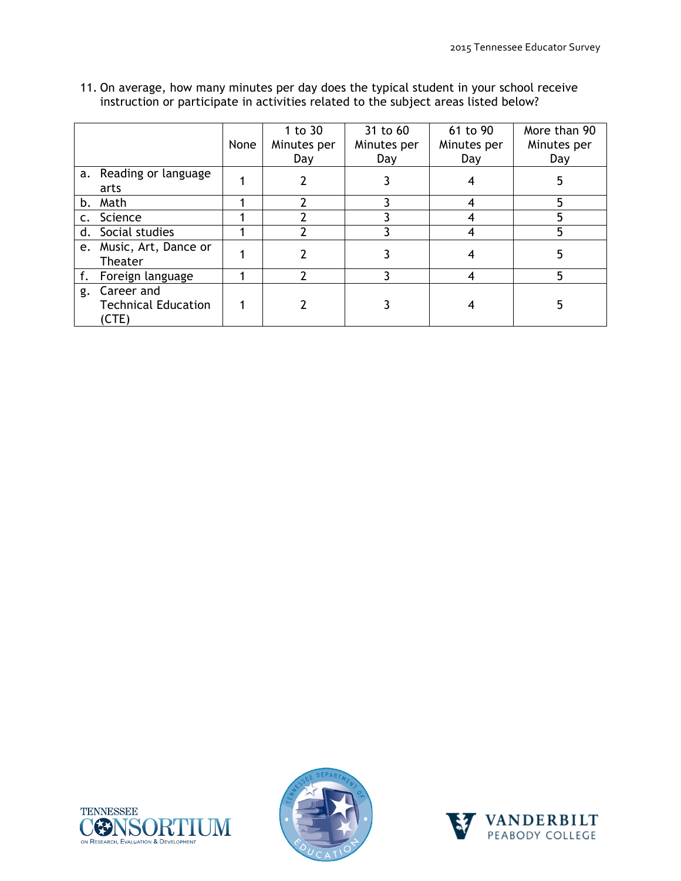11. On average, how many minutes per day does the typical student in your school receive instruction or participate in activities related to the subject areas listed below?

| | None | 1 to 30 Minutes per Day | 31 to 60 Minutes per Day | 61 to 90 Minutes per Day | More than 90 Minutes per Day |
|---|---|---|---|---|---|
| a. Reading or language arts | 1 | 2 | 3 | 4 | 5 |
| b. Math | 1 | 2 | 3 | 4 | 5 |
| c. Science | 1 | 2 | 3 | 4 | 5 |
| d. Social studies | 1 | 2 | 3 | 4 | 5 |
| e. Music, Art, Dance or Theater | 1 | 2 | 3 | 4 | 5 |
| f. Foreign language | 1 | 2 | 3 | 4 | 5 |
| g. Career and Technical Education (CTE) | 1 | 2 | 3 | 4 | 5 |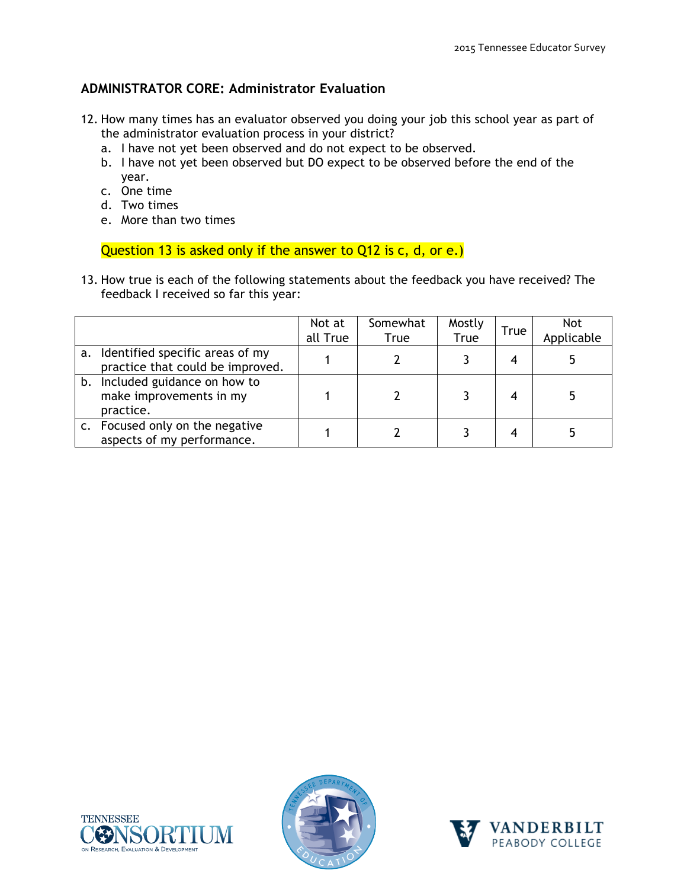## ADMINISTRATOR CORE: Administrator Evaluation

12. How many times has an evaluator observed you doing your job this school year as part of the administrator evaluation process in your district?
    a. I have not yet been observed and do not expect to be observed.
    b. I have not yet been observed but DO expect to be observed before the end of the year.
    c. One time
    d. Two times
    e. More than two times

Question 13 is asked only if the answer to Q12 is c, d, or e.)

13. How true is each of the following statements about the feedback you have received? The feedback I received so far this year:

| | Not at all True | Somewhat True | Mostly True | True | Not Applicable |
|---|---|---|---|---|---|
| a. Identified specific areas of my practice that could be improved. | 1 | 2 | 3 | 4 | 5 |
| b. Included guidance on how to make improvements in my practice. | 1 | 2 | 3 | 4 | 5 |
| c. Focused only on the negative aspects of my performance. | 1 | 2 | 3 | 4 | 5 |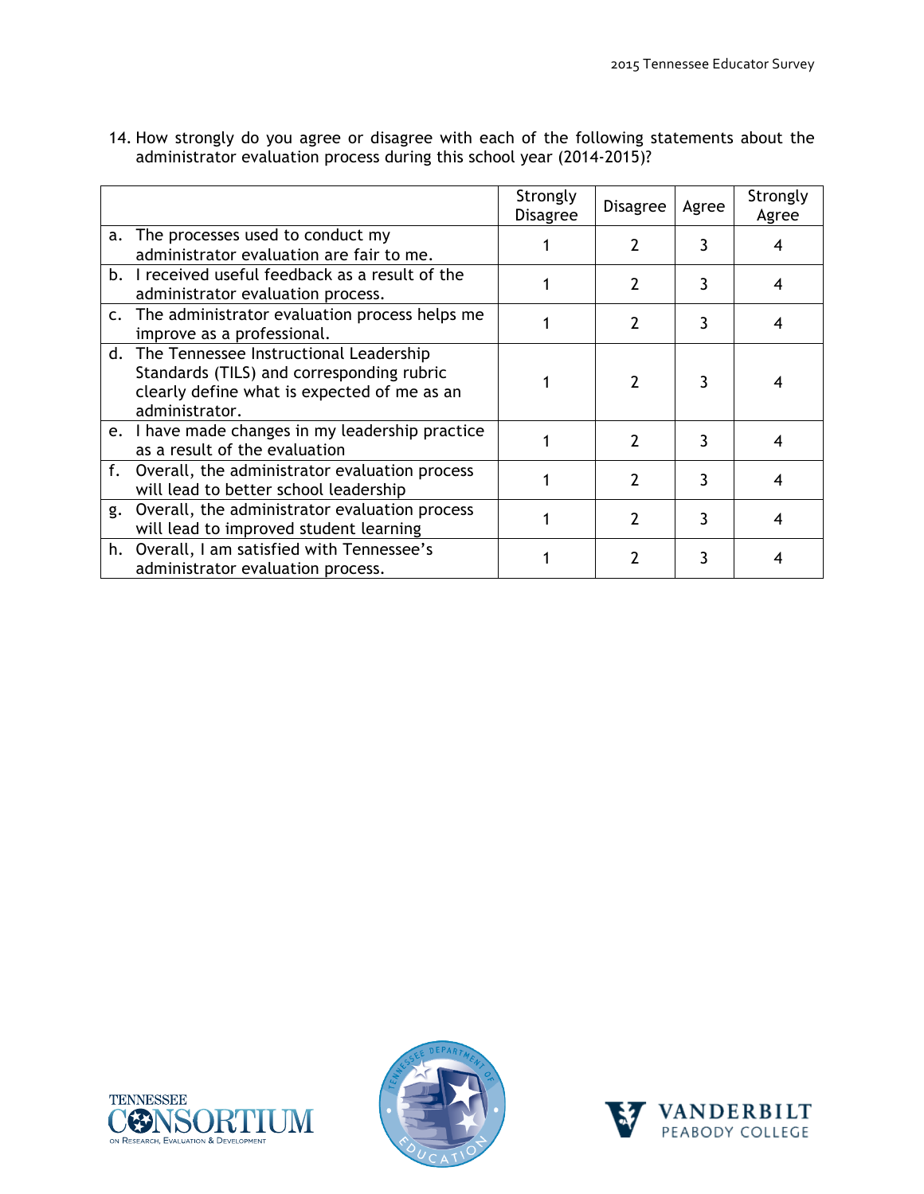14. How strongly do you agree or disagree with each of the following statements about the administrator evaluation process during this school year (2014-2015)?

| | Strongly Disagree | Disagree | Agree | Strongly Agree |
|---|---|---|---|---|
| a. The processes used to conduct my administrator evaluation are fair to me. | 1 | 2 | 3 | 4 |
| b. I received useful feedback as a result of the administrator evaluation process. | 1 | 2 | 3 | 4 |
| c. The administrator evaluation process helps me improve as a professional. | 1 | 2 | 3 | 4 |
| d. The Tennessee Instructional Leadership Standards (TILS) and corresponding rubric clearly define what is expected of me as an administrator. | 1 | 2 | 3 | 4 |
| e. I have made changes in my leadership practice as a result of the evaluation | 1 | 2 | 3 | 4 |
| f. Overall, the administrator evaluation process will lead to better school leadership | 1 | 2 | 3 | 4 |
| g. Overall, the administrator evaluation process will lead to improved student learning | 1 | 2 | 3 | 4 |
| h. Overall, I am satisfied with Tennessee's administrator evaluation process. | 1 | 2 | 3 | 4 |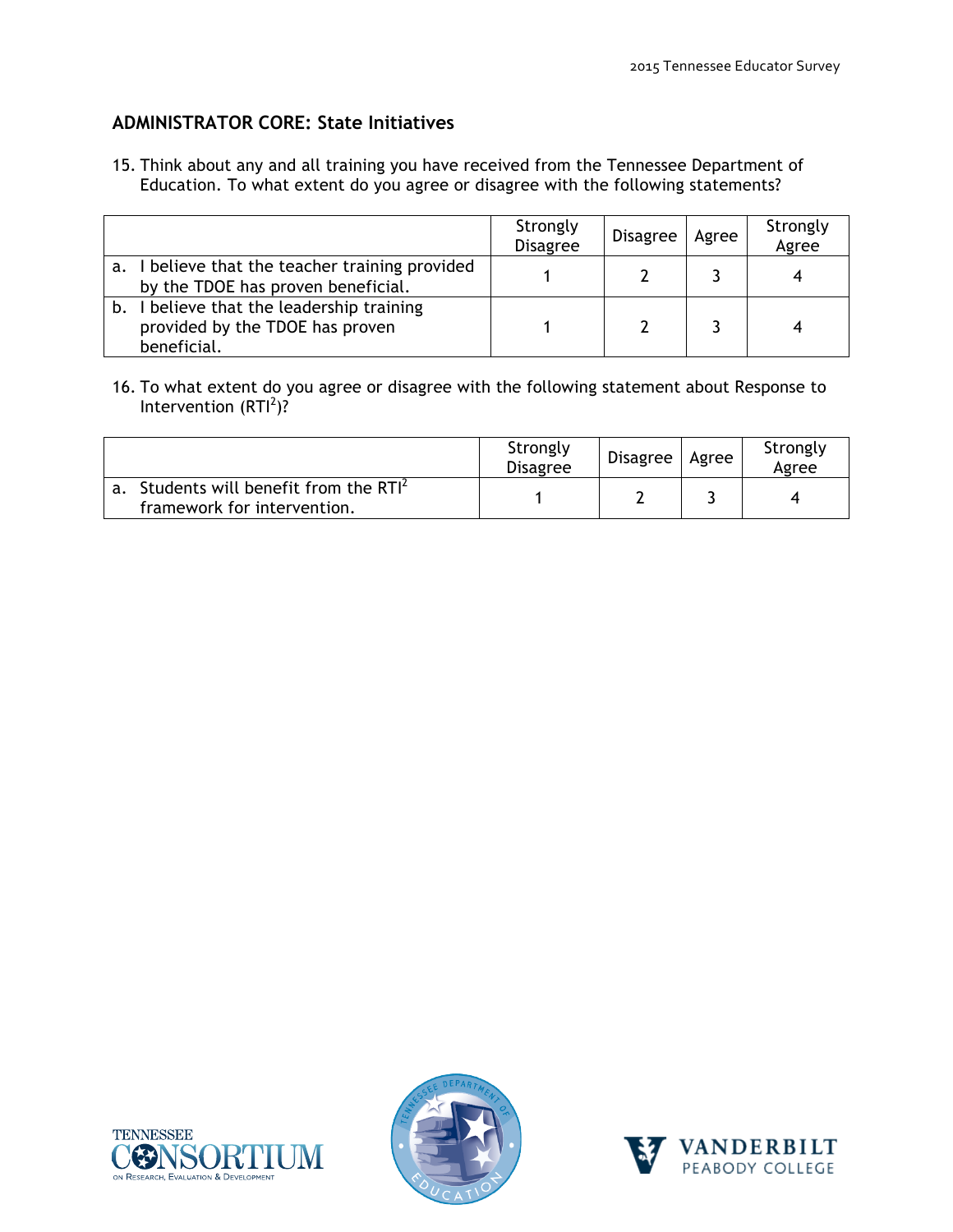## ADMINISTRATOR CORE: State Initiatives

15. Think about any and all training you have received from the Tennessee Department of Education. To what extent do you agree or disagree with the following statements?

| | Strongly Disagree | Disagree | Agree | Strongly Agree |
|---|---|---|---|---|
| a. I believe that the teacher training provided by the TDOE has proven beneficial. | 1 | 2 | 3 | 4 |
| b. I believe that the leadership training provided by the TDOE has proven beneficial. | 1 | 2 | 3 | 4 |

16. To what extent do you agree or disagree with the following statement about Response to Intervention ($RTI^2$)?

| | Strongly Disagree | Disagree | Agree | Strongly Agree |
|---|---|---|---|---|
| a. Students will benefit from the $RTI^2$ framework for intervention. | 1 | 2 | 3 | 4 |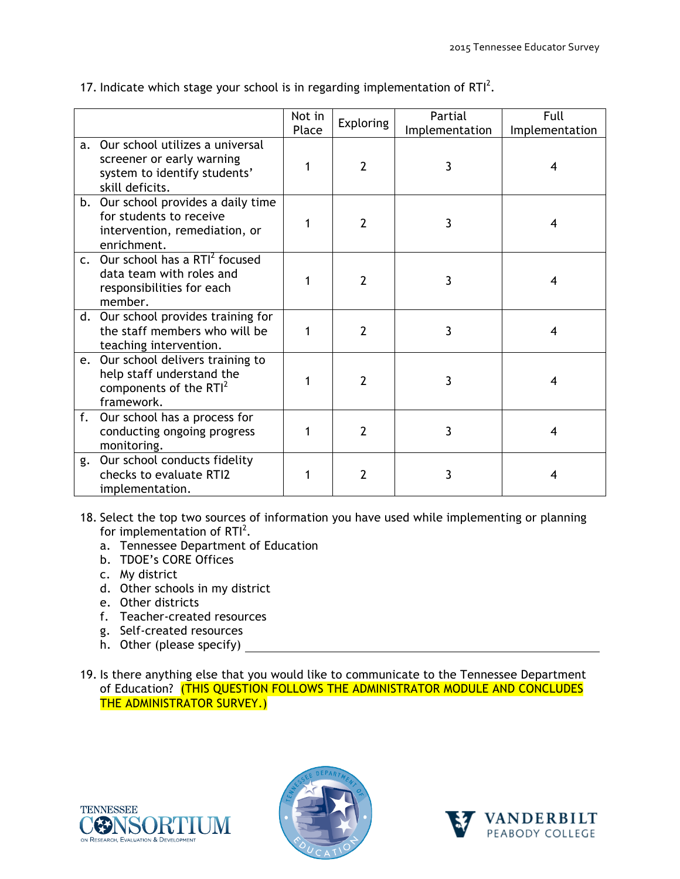17. Indicate which stage your school is in regarding implementation of $RTI^2$.

| | Not in Place | Exploring | Partial Implementation | Full Implementation |
|---|---|---|---|---|
| a. Our school utilizes a universal screener or early warning system to identify students' skill deficits. | 1 | 2 | 3 | 4 |
| b. Our school provides a daily time for students to receive intervention, remediation, or enrichment. | 1 | 2 | 3 | 4 |
| c. Our school has a $RTI^2$ focused data team with roles and responsibilities for each member. | 1 | 2 | 3 | 4 |
| d. Our school provides training for the staff members who will be teaching intervention. | 1 | 2 | 3 | 4 |
| e. Our school delivers training to help staff understand the components of the $RTI^2$ framework. | 1 | 2 | 3 | 4 |
| f. Our school has a process for conducting ongoing progress monitoring. | 1 | 2 | 3 | 4 |
| g. Our school conducts fidelity checks to evaluate RTI2 implementation. | 1 | 2 | 3 | 4 |

18. Select the top two sources of information you have used while implementing or planning for implementation of $RTI^2$.
    a. Tennessee Department of Education
    b. TDOE's CORE Offices
    c. My district
    d. Other schools in my district
    e. Other districts
    f. Teacher-created resources
    g. Self-created resources
    h. Other (please specify) ______________________________

19. Is there anything else that you would like to communicate to the Tennessee Department of Education? (THIS QUESTION FOLLOWS THE ADMINISTRATOR MODULE AND CONCLUDES THE ADMINISTRATOR SURVEY.)

TENNESSEE CONSORTIUM ON RESEARCH, EVALUATION & DEVELOPMENT

TENNESSEE DEPARTMENT OF EDUCATION

VANDERBILT PEABODY COLLEGE